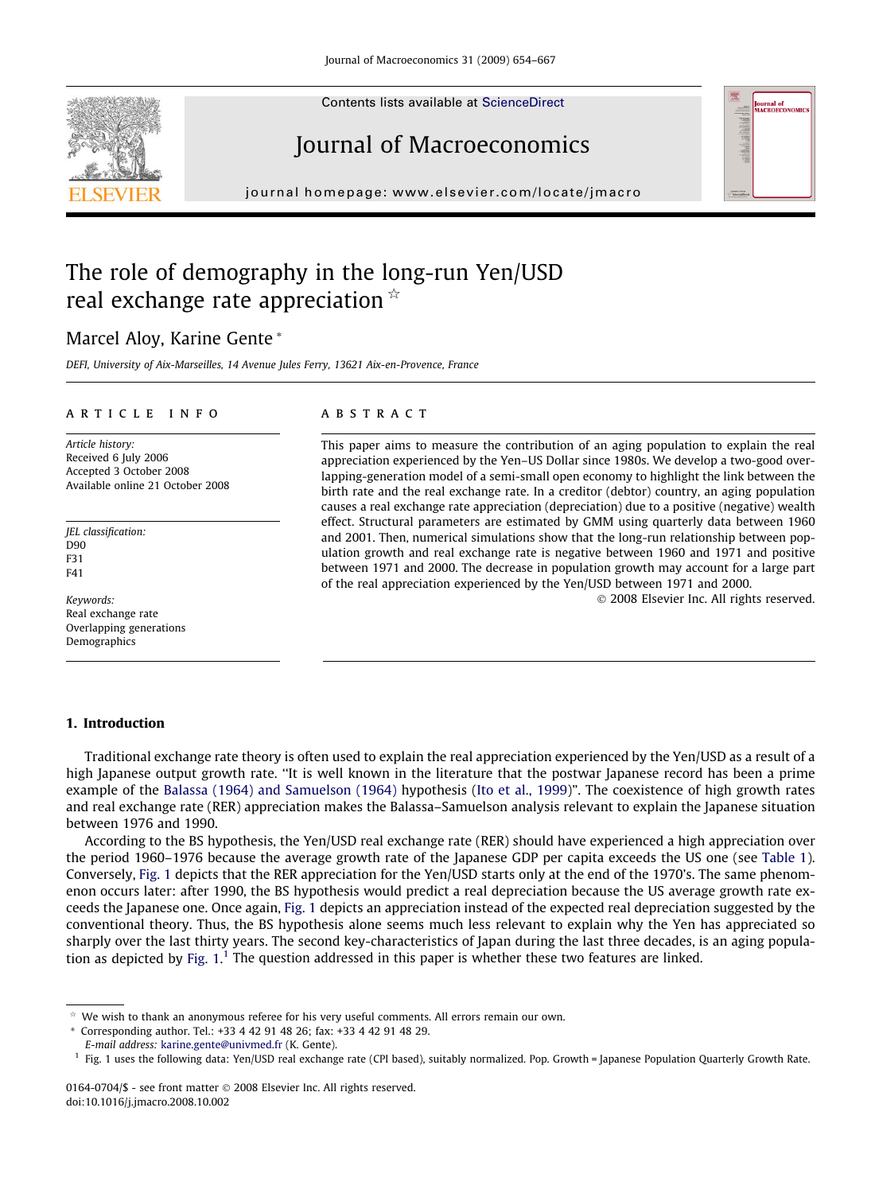# The role of demography in the long-run Yen/USD real exchange rate appreciation ☆

Marcel Aloy, Karine Gente *

*DEFI, University of Aix-Marseilles, 14 Avenue Jules Ferry, 13621 Aix-en-Provence, France*

## ARTICLE INFO

*Article history:*
Received 6 July 2006
Accepted 3 October 2008
Available online 21 October 2008

*JEL classification:*
D90
F31
F41

*Keywords:*
Real exchange rate
Overlapping generations
Demographics

## ABSTRACT

This paper aims to measure the contribution of an aging population to explain the real appreciation experienced by the Yen–US Dollar since 1980s. We develop a two-good overlapping-generation model of a semi-small open economy to highlight the link between the birth rate and the real exchange rate. In a creditor (debtor) country, an aging population causes a real exchange rate appreciation (depreciation) due to a positive (negative) wealth effect. Structural parameters are estimated by GMM using quarterly data between 1960 and 2001. Then, numerical simulations show that the long-run relationship between population growth and real exchange rate is negative between 1960 and 1971 and positive between 1971 and 2000. The decrease in population growth may account for a large part of the real appreciation experienced by the Yen/USD between 1971 and 2000.

© 2008 Elsevier Inc. All rights reserved.

## 1. Introduction

Traditional exchange rate theory is often used to explain the real appreciation experienced by the Yen/USD as a result of a high Japanese output growth rate. "It is well known in the literature that the postwar Japanese record has been a prime example of the Balassa (1964) and Samuelson (1964) hypothesis (Ito et al., 1999)". The coexistence of high growth rates and real exchange rate (RER) appreciation makes the Balassa–Samuelson analysis relevant to explain the Japanese situation between 1976 and 1990.

According to the BS hypothesis, the Yen/USD real exchange rate (RER) should have experienced a high appreciation over the period 1960–1976 because the average growth rate of the Japanese GDP per capita exceeds the US one (see Table 1). Conversely, Fig. 1 depicts that the RER appreciation for the Yen/USD starts only at the end of the 1970's. The same phenomenon occurs later: after 1990, the BS hypothesis would predict a real depreciation because the US average growth rate exceeds the Japanese one. Once again, Fig. 1 depicts an appreciation instead of the expected real depreciation suggested by the conventional theory. Thus, the BS hypothesis alone seems much less relevant to explain why the Yen has appreciated so sharply over the last thirty years. The second key-characteristics of Japan during the last three decades, is an aging population as depicted by Fig. 1.[1] The question addressed in this paper is whether these two features are linked.

---

☆ We wish to thank an anonymous referee for his very useful comments. All errors remain our own.

\* Corresponding author. Tel.: +33 4 42 91 48 26; fax: +33 4 42 91 48 29.
*E-mail address:* karine.gente@univmed.fr (K. Gente).

[1] Fig. 1 uses the following data: Yen/USD real exchange rate (CPI based), suitably normalized. Pop. Growth = Japanese Population Quarterly Growth Rate.

0164-0704/$ - see front matter © 2008 Elsevier Inc. All rights reserved.
doi:10.1016/j.jmacro.2008.10.002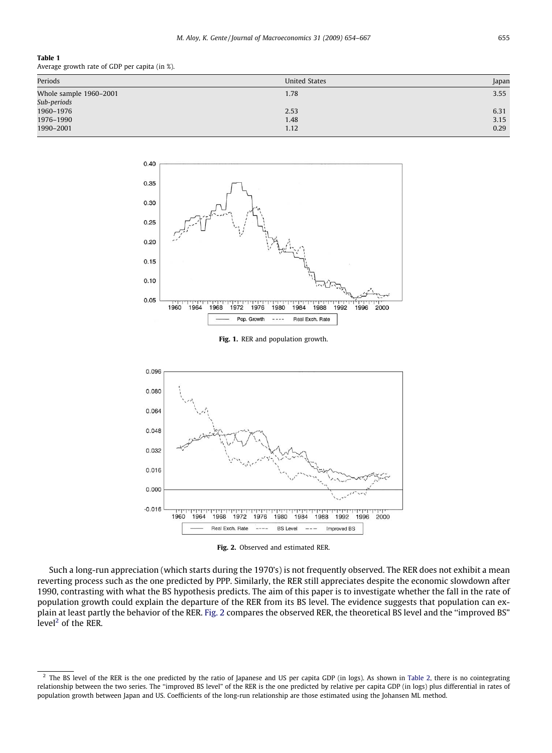**Table 1**
Average growth rate of GDP per capita (in %).

| Periods | United States | Japan |
|---|---|---|
| Whole sample 1960–2001 | 1.78 | 3.55 |
| *Sub-periods* | | |
| 1960–1976 | 2.53 | 6.31 |
| 1976–1990 | 1.48 | 3.15 |
| 1990–2001 | 1.12 | 0.29 |

**Fig. 1.** RER and population growth.

**Fig. 2.** Observed and estimated RER.

Such a long-run appreciation (which starts during the 1970's) is not frequently observed. The RER does not exhibit a mean reverting process such as the one predicted by PPP. Similarly, the RER still appreciates despite the economic slowdown after 1990, contrasting with what the BS hypothesis predicts. The aim of this paper is to investigate whether the fall in the rate of population growth could explain the departure of the RER from its BS level. The evidence suggests that population can explain at least partly the behavior of the RER. Fig. 2 compares the observed RER, the theoretical BS level and the "improved BS" level[2] of the RER.

[2] The BS level of the RER is the one predicted by the ratio of Japanese and US per capita GDP (in logs). As shown in Table 2, there is no cointegrating relationship between the two series. The "improved BS level" of the RER is the one predicted by relative per capita GDP (in logs) plus differential in rates of population growth between Japan and US. Coefficients of the long-run relationship are those estimated using the Johansen ML method.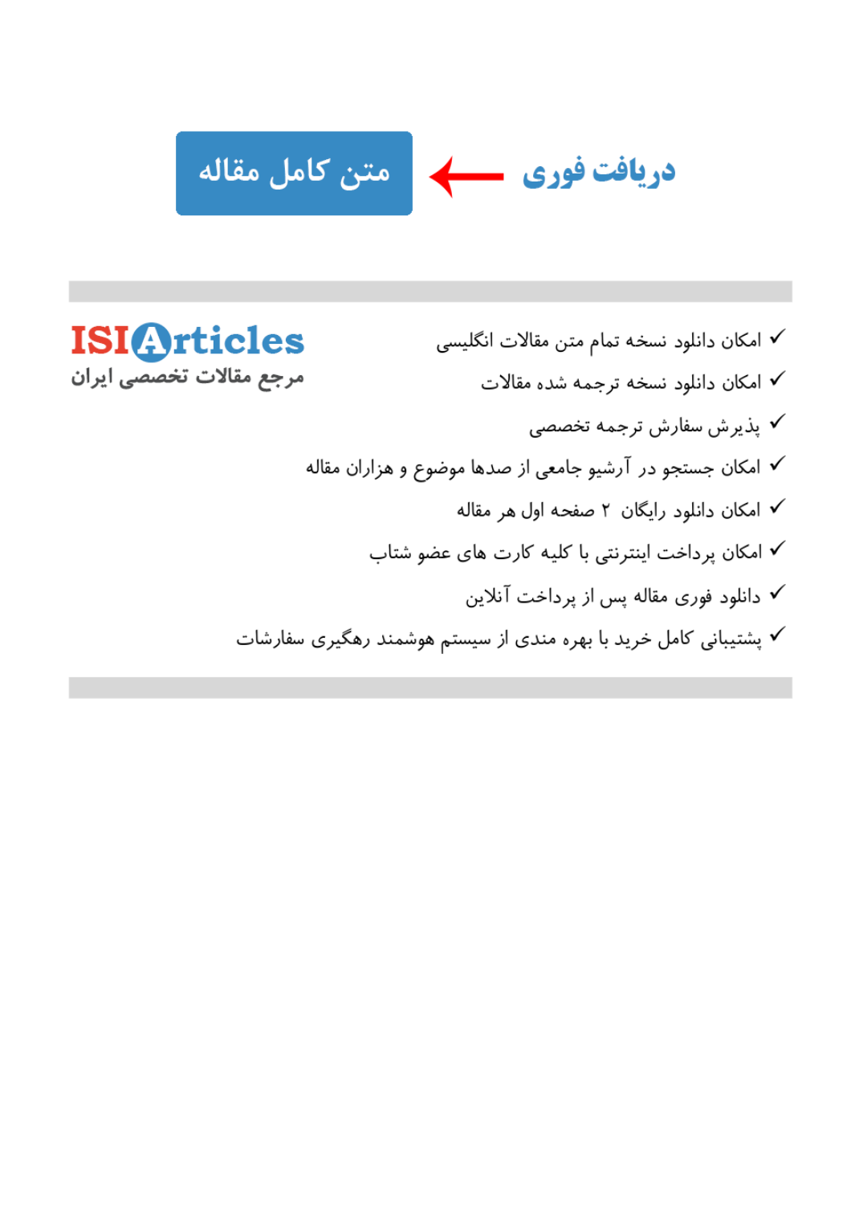دریافت فوری ← متن کامل مقاله

**ISIArticles**
مرجع مقالات تخصصی ایران

- ✓ امکان دانلود نسخه تمام متن مقالات انگلیسی
- ✓ امکان دانلود نسخه ترجمه شده مقالات
- ✓ پذیرش سفارش ترجمه تخصصی
- ✓ امکان جستجو در آرشیو جامعی از صدها موضوع و هزاران مقاله
- ✓ امکان دانلود رایگان ۲ صفحه اول هر مقاله
- ✓ امکان پرداخت اینترنتی با کلیه کارت های عضو شتاب
- ✓ دانلود فوری مقاله پس از پرداخت آنلاین
- ✓ پشتیبانی کامل خرید با بهره مندی از سیستم هوشمند رهگیری سفارشات